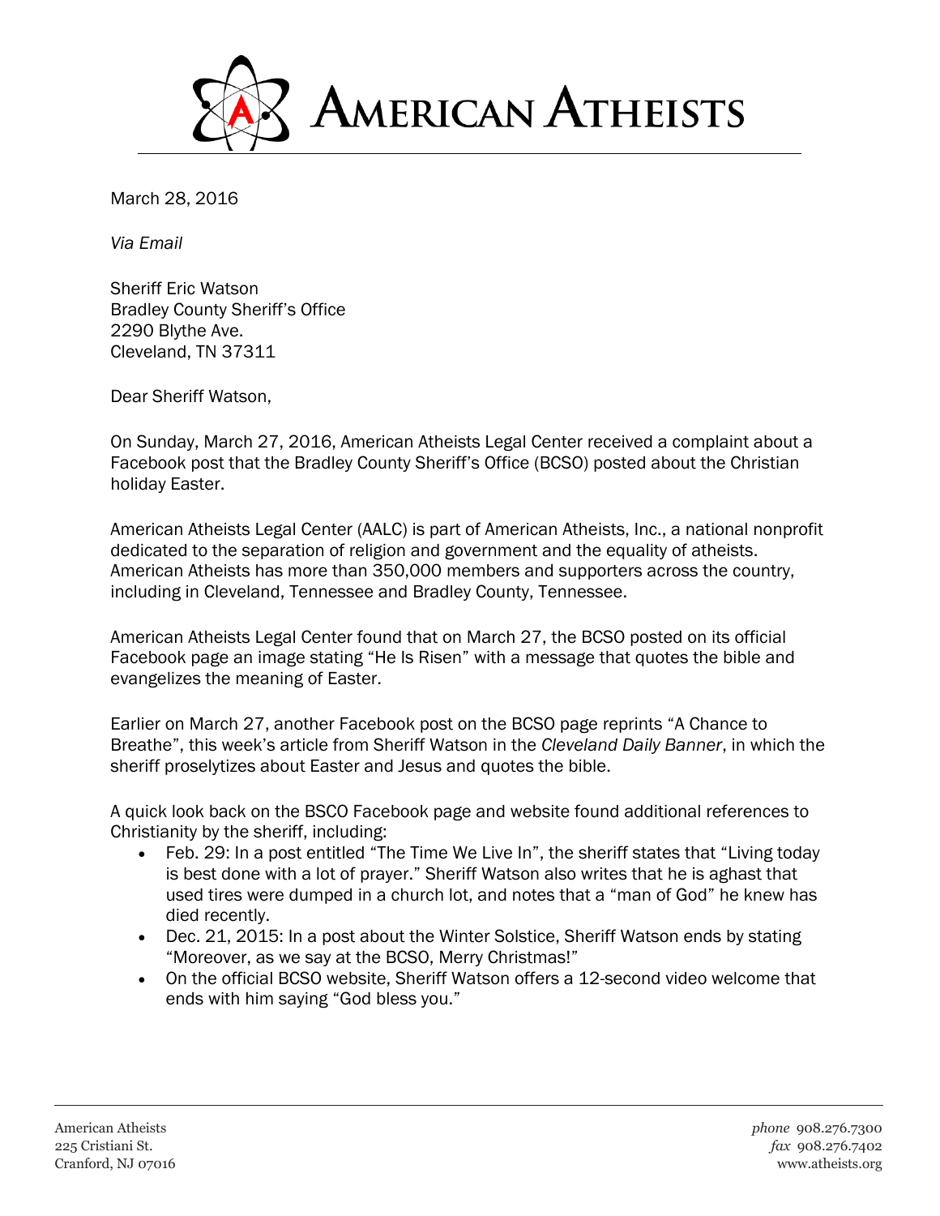# American Atheists

March 28, 2016

*Via Email*

Sheriff Eric Watson
Bradley County Sheriff's Office
2290 Blythe Ave.
Cleveland, TN 37311

Dear Sheriff Watson,

On Sunday, March 27, 2016, American Atheists Legal Center received a complaint about a Facebook post that the Bradley County Sheriff's Office (BCSO) posted about the Christian holiday Easter.

American Atheists Legal Center (AALC) is part of American Atheists, Inc., a national nonprofit dedicated to the separation of religion and government and the equality of atheists. American Atheists has more than 350,000 members and supporters across the country, including in Cleveland, Tennessee and Bradley County, Tennessee.

American Atheists Legal Center found that on March 27, the BCSO posted on its official Facebook page an image stating "He Is Risen" with a message that quotes the bible and evangelizes the meaning of Easter.

Earlier on March 27, another Facebook post on the BCSO page reprints "A Chance to Breathe", this week's article from Sheriff Watson in the *Cleveland Daily Banner*, in which the sheriff proselytizes about Easter and Jesus and quotes the bible.

A quick look back on the BSCO Facebook page and website found additional references to Christianity by the sheriff, including:

- Feb. 29: In a post entitled "The Time We Live In", the sheriff states that "Living today is best done with a lot of prayer." Sheriff Watson also writes that he is aghast that used tires were dumped in a church lot, and notes that a "man of God" he knew has died recently.
- Dec. 21, 2015: In a post about the Winter Solstice, Sheriff Watson ends by stating "Moreover, as we say at the BCSO, Merry Christmas!"
- On the official BCSO website, Sheriff Watson offers a 12-second video welcome that ends with him saying "God bless you."

American Atheists
225 Cristiani St.
Cranford, NJ 07016

*phone* 908.276.7300
*fax* 908.276.7402
www.atheists.org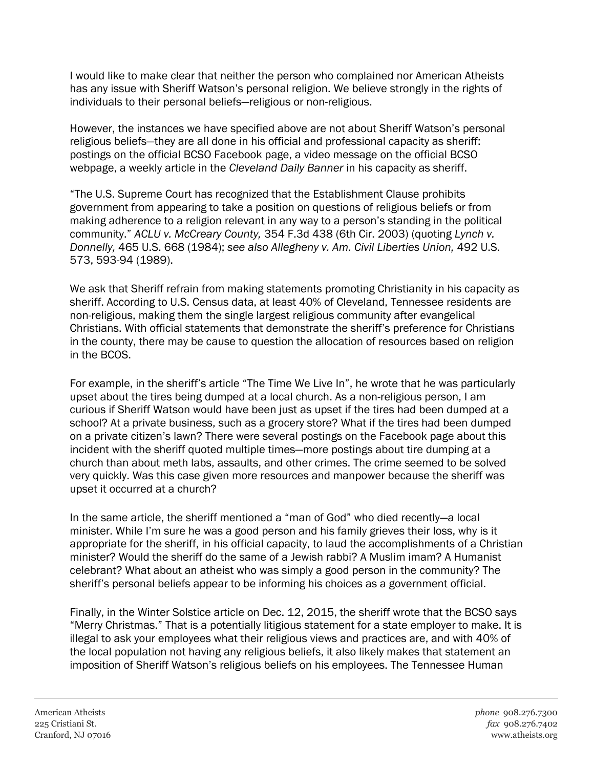I would like to make clear that neither the person who complained nor American Atheists has any issue with Sheriff Watson's personal religion. We believe strongly in the rights of individuals to their personal beliefs—religious or non-religious.

However, the instances we have specified above are not about Sheriff Watson's personal religious beliefs—they are all done in his official and professional capacity as sheriff: postings on the official BCSO Facebook page, a video message on the official BCSO webpage, a weekly article in the *Cleveland Daily Banner* in his capacity as sheriff.

"The U.S. Supreme Court has recognized that the Establishment Clause prohibits government from appearing to take a position on questions of religious beliefs or from making adherence to a religion relevant in any way to a person's standing in the political community." *ACLU v. McCreary County,* 354 F.3d 438 (6th Cir. 2003) (quoting *Lynch v. Donnelly,* 465 U.S. 668 (1984); *see also Allegheny v. Am. Civil Liberties Union,* 492 U.S. 573, 593-94 (1989).

We ask that Sheriff refrain from making statements promoting Christianity in his capacity as sheriff. According to U.S. Census data, at least 40% of Cleveland, Tennessee residents are non-religious, making them the single largest religious community after evangelical Christians. With official statements that demonstrate the sheriff's preference for Christians in the county, there may be cause to question the allocation of resources based on religion in the BCOS.

For example, in the sheriff's article "The Time We Live In", he wrote that he was particularly upset about the tires being dumped at a local church. As a non-religious person, I am curious if Sheriff Watson would have been just as upset if the tires had been dumped at a school? At a private business, such as a grocery store? What if the tires had been dumped on a private citizen's lawn? There were several postings on the Facebook page about this incident with the sheriff quoted multiple times—more postings about tire dumping at a church than about meth labs, assaults, and other crimes. The crime seemed to be solved very quickly. Was this case given more resources and manpower because the sheriff was upset it occurred at a church?

In the same article, the sheriff mentioned a "man of God" who died recently—a local minister. While I'm sure he was a good person and his family grieves their loss, why is it appropriate for the sheriff, in his official capacity, to laud the accomplishments of a Christian minister? Would the sheriff do the same of a Jewish rabbi? A Muslim imam? A Humanist celebrant? What about an atheist who was simply a good person in the community? The sheriff's personal beliefs appear to be informing his choices as a government official.

Finally, in the Winter Solstice article on Dec. 12, 2015, the sheriff wrote that the BCSO says "Merry Christmas." That is a potentially litigious statement for a state employer to make. It is illegal to ask your employees what their religious views and practices are, and with 40% of the local population not having any religious beliefs, it also likely makes that statement an imposition of Sheriff Watson's religious beliefs on his employees. The Tennessee Human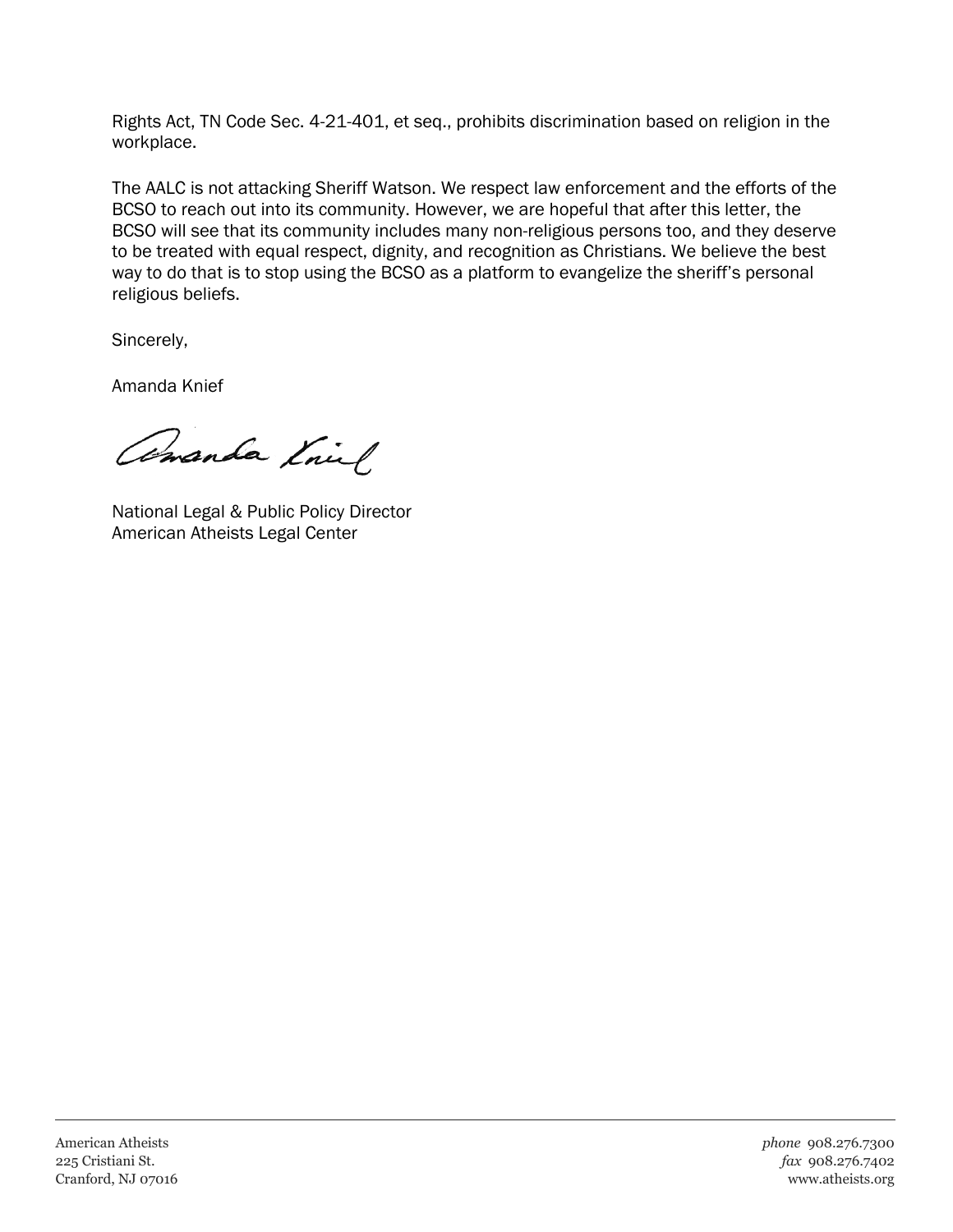Rights Act, TN Code Sec. 4-21-401, et seq., prohibits discrimination based on religion in the workplace.

The AALC is not attacking Sheriff Watson. We respect law enforcement and the efforts of the BCSO to reach out into its community. However, we are hopeful that after this letter, the BCSO will see that its community includes many non-religious persons too, and they deserve to be treated with equal respect, dignity, and recognition as Christians. We believe the best way to do that is to stop using the BCSO as a platform to evangelize the sheriff's personal religious beliefs.

Sincerely,

Amanda Knief

National Legal & Public Policy Director
American Atheists Legal Center